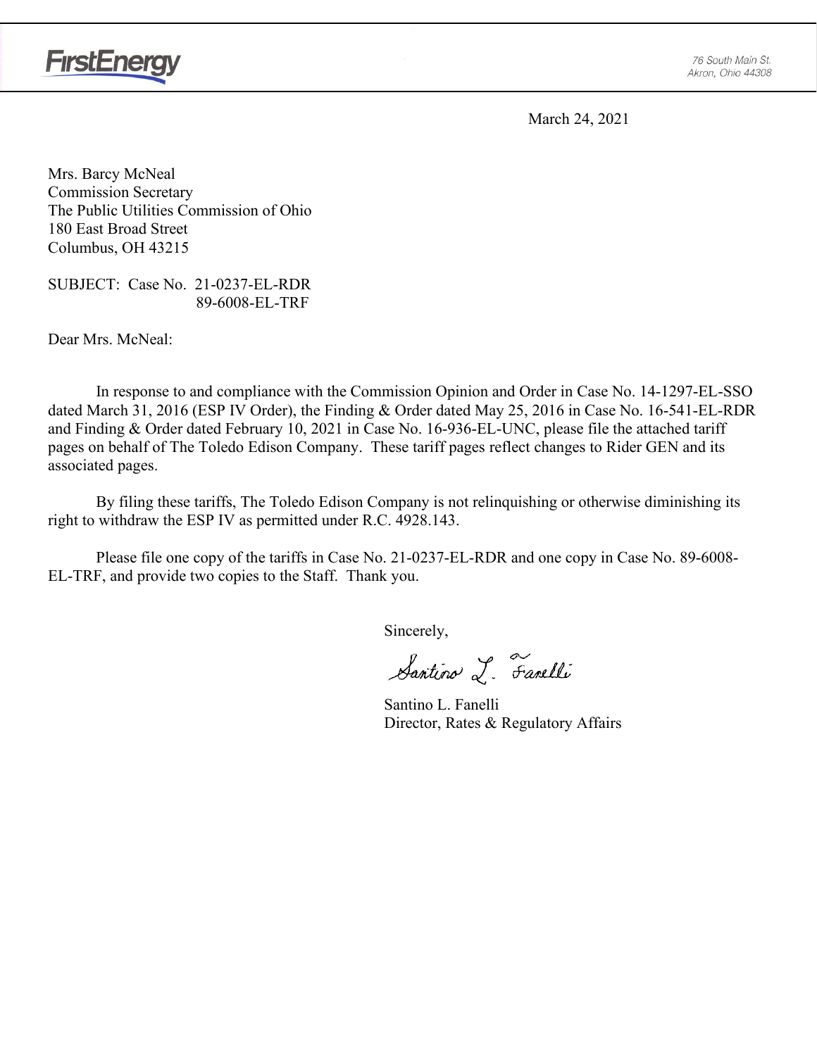FirstEnergy

76 South Main St.
Akron, Ohio 44308

March 24, 2021

Mrs. Barcy McNeal
Commission Secretary
The Public Utilities Commission of Ohio
180 East Broad Street
Columbus, OH 43215

SUBJECT: Case No. 21-0237-EL-RDR
89-6008-EL-TRF

Dear Mrs. McNeal:

In response to and compliance with the Commission Opinion and Order in Case No. 14-1297-EL-SSO dated March 31, 2016 (ESP IV Order), the Finding & Order dated May 25, 2016 in Case No. 16-541-EL-RDR and Finding & Order dated February 10, 2021 in Case No. 16-936-EL-UNC, please file the attached tariff pages on behalf of The Toledo Edison Company. These tariff pages reflect changes to Rider GEN and its associated pages.

By filing these tariffs, The Toledo Edison Company is not relinquishing or otherwise diminishing its right to withdraw the ESP IV as permitted under R.C. 4928.143.

Please file one copy of the tariffs in Case No. 21-0237-EL-RDR and one copy in Case No. 89-6008-EL-TRF, and provide two copies to the Staff. Thank you.

Sincerely,

Santino L. Fanelli

Santino L. Fanelli
Director, Rates & Regulatory Affairs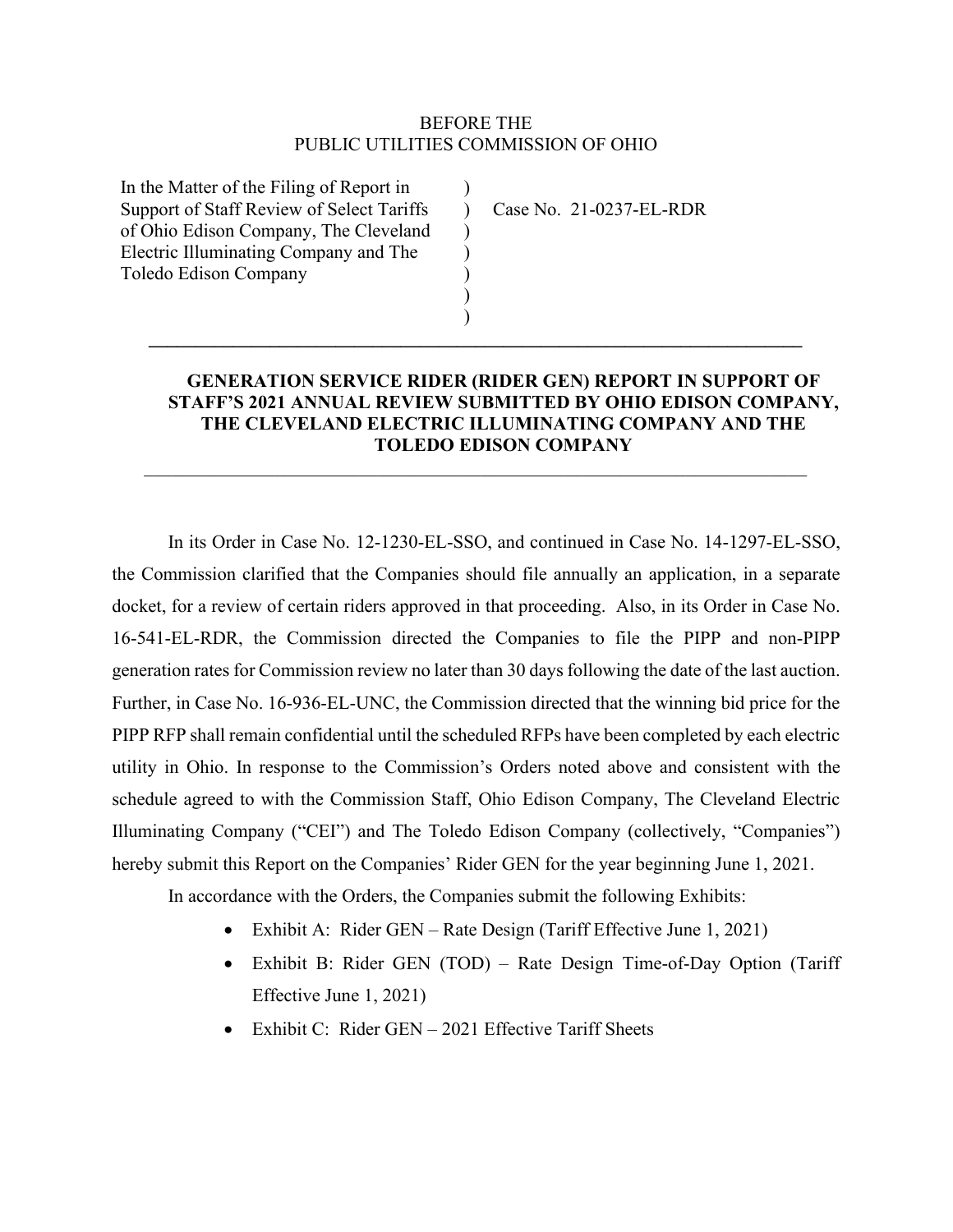BEFORE THE
PUBLIC UTILITIES COMMISSION OF OHIO

| In the Matter of the Filing of Report in Support of Staff Review of Select Tariffs of Ohio Edison Company, The Cleveland Electric Illuminating Company and The Toledo Edison Company | ) | Case No. 21-0237-EL-RDR |
|---|---|---|

**GENERATION SERVICE RIDER (RIDER GEN) REPORT IN SUPPORT OF STAFF'S 2021 ANNUAL REVIEW SUBMITTED BY OHIO EDISON COMPANY, THE CLEVELAND ELECTRIC ILLUMINATING COMPANY AND THE TOLEDO EDISON COMPANY**

In its Order in Case No. 12-1230-EL-SSO, and continued in Case No. 14-1297-EL-SSO, the Commission clarified that the Companies should file annually an application, in a separate docket, for a review of certain riders approved in that proceeding. Also, in its Order in Case No. 16-541-EL-RDR, the Commission directed the Companies to file the PIPP and non-PIPP generation rates for Commission review no later than 30 days following the date of the last auction. Further, in Case No. 16-936-EL-UNC, the Commission directed that the winning bid price for the PIPP RFP shall remain confidential until the scheduled RFPs have been completed by each electric utility in Ohio. In response to the Commission's Orders noted above and consistent with the schedule agreed to with the Commission Staff, Ohio Edison Company, The Cleveland Electric Illuminating Company ("CEI") and The Toledo Edison Company (collectively, "Companies") hereby submit this Report on the Companies' Rider GEN for the year beginning June 1, 2021.

In accordance with the Orders, the Companies submit the following Exhibits:

- Exhibit A: Rider GEN – Rate Design (Tariff Effective June 1, 2021)
- Exhibit B: Rider GEN (TOD) – Rate Design Time-of-Day Option (Tariff Effective June 1, 2021)
- Exhibit C: Rider GEN – 2021 Effective Tariff Sheets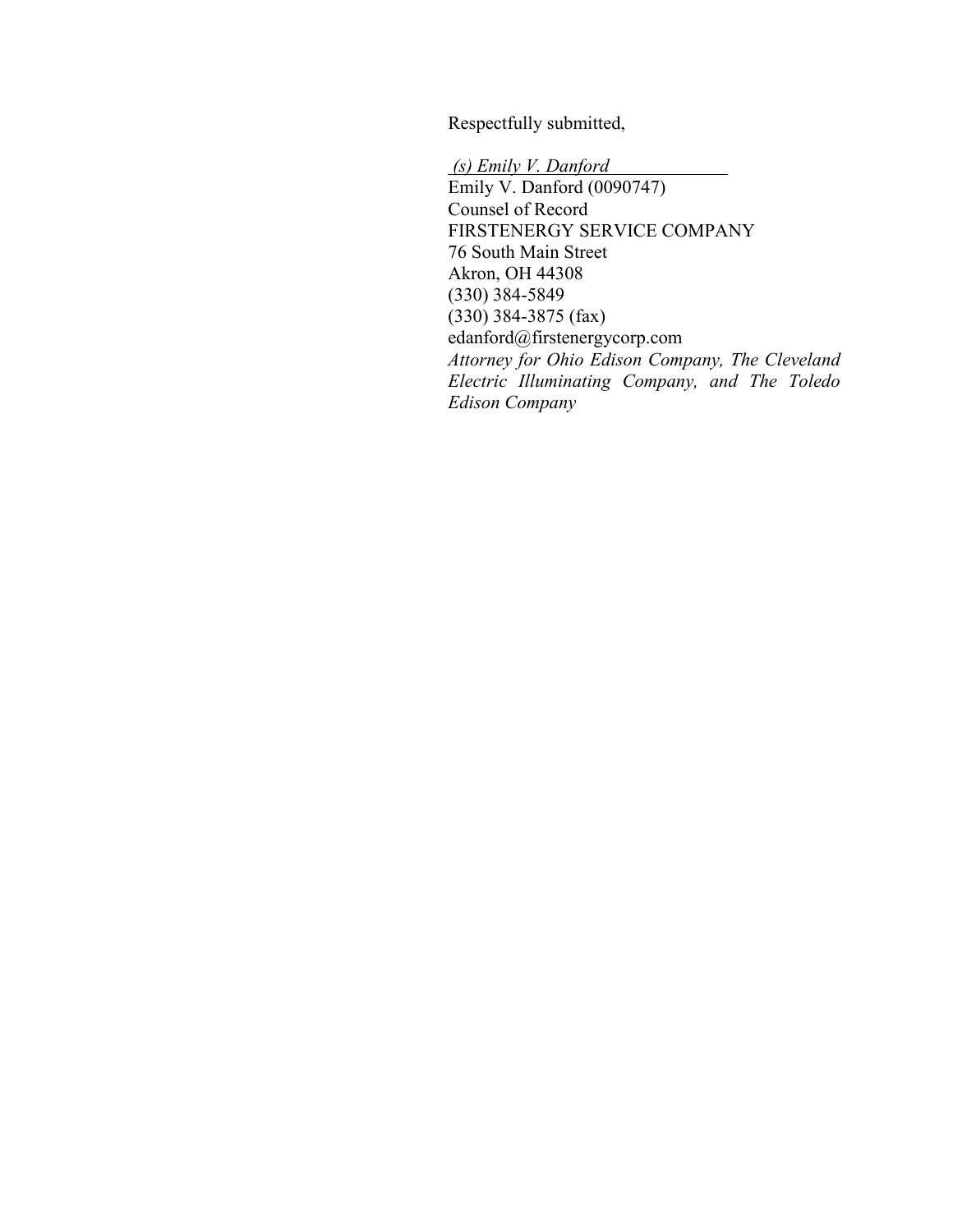Respectfully submitted,

*(s) Emily V. Danford*

Emily V. Danford (0090747)
Counsel of Record
FIRSTENERGY SERVICE COMPANY
76 South Main Street
Akron, OH 44308
(330) 384-5849
(330) 384-3875 (fax)
edanford@firstenergycorp.com
*Attorney for Ohio Edison Company, The Cleveland Electric Illuminating Company, and The Toledo Edison Company*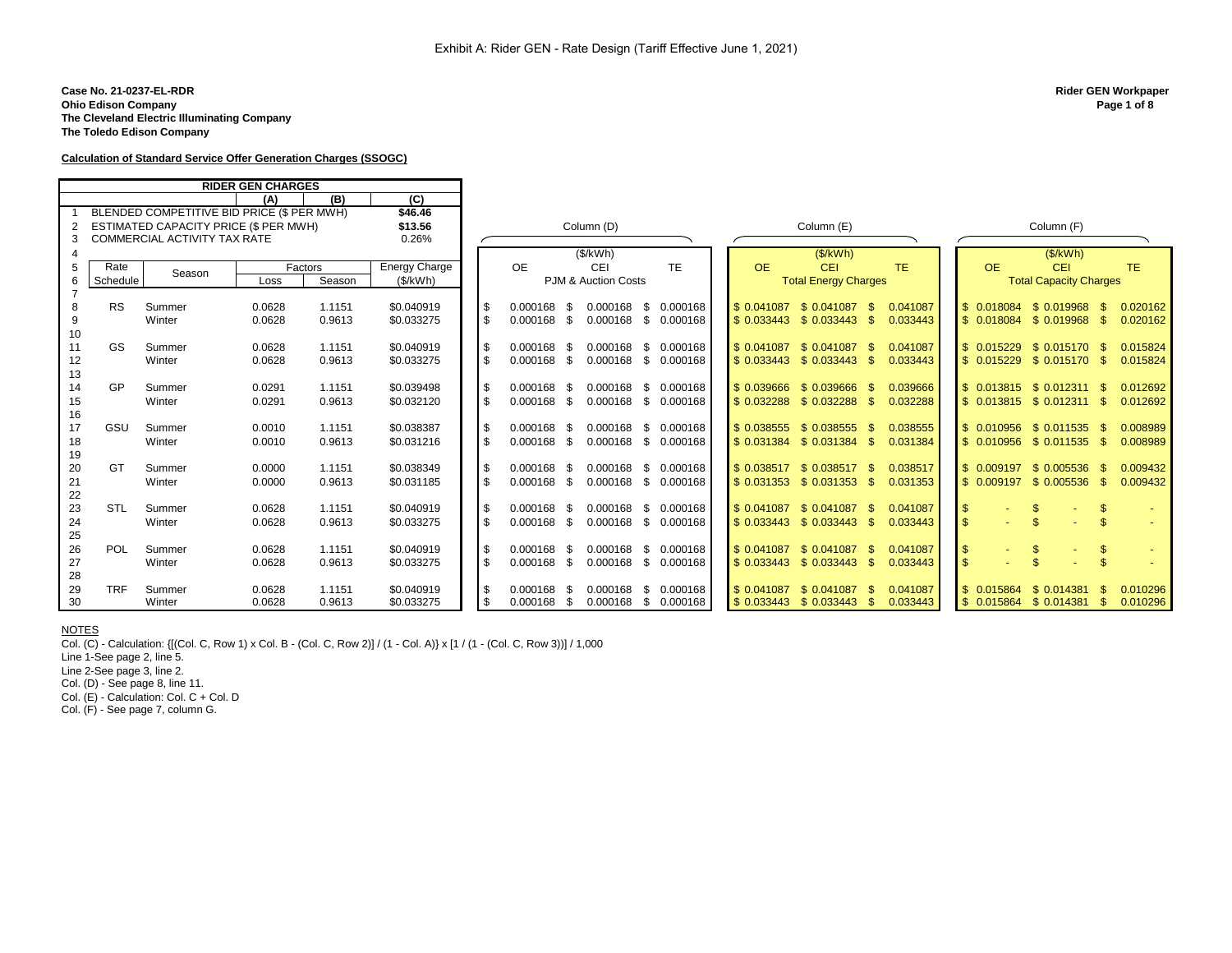Exhibit A: Rider GEN - Rate Design (Tariff Effective June 1, 2021)

**Case No. 21-0237-EL-RDR**
**Ohio Edison Company**
**The Cleveland Electric Illuminating Company**
**The Toledo Edison Company**

**Rider GEN Workpaper**
**Page 1 of 8**

**Calculation of Standard Service Offer Generation Charges (SSOGC)**

| | RIDER GEN CHARGES | | | | | | | | | | | | |
|---|---|---|---|---|---|---|---|---|---|---|---|---|---|
| | | | (A) | (B) | (C) | Column (D) | | | Column (E) | | | Column (F) | |
| 1 | BLENDED COMPETITIVE BID PRICE ($ PER MWH) | | | | **$46.46** | | | | | | | | |
| 2 | ESTIMATED CAPACITY PRICE ($ PER MWH) | | | | **$13.56** | | | | | | | | |
| 3 | COMMERCIAL ACTIVITY TAX RATE | | | | 0.26% | | | | | | | | |
| 4 | | | | | | ($/kWh) | | | ($/kWh) | | | ($/kWh) | |
| 5 | Rate | Season | Factors | | Energy Charge | OE | CEI | TE | OE | CEI | TE | OE | CEI | TE |
| 6 | Schedule | | Loss | Season | ($/kWh) | PJM & Auction Costs | | | Total Energy Charges | | | Total Capacity Charges | | |
| 7 | | | | | | | | | | | | | | |
| 8 | RS | Summer | 0.0628 | 1.1151 | $0.040919 | $ 0.000168 | $ 0.000168 | $ 0.000168 | $ 0.041087 | $ 0.041087 | $ 0.041087 | $ 0.018084 | $ 0.019968 | $ 0.020162 |
| 9 | | Winter | 0.0628 | 0.9613 | $0.033275 | $ 0.000168 | $ 0.000168 | $ 0.000168 | $ 0.033443 | $ 0.033443 | $ 0.033443 | $ 0.018084 | $ 0.019968 | $ 0.020162 |
| 10 | | | | | | | | | | | | | | |
| 11 | GS | Summer | 0.0628 | 1.1151 | $0.040919 | $ 0.000168 | $ 0.000168 | $ 0.000168 | $ 0.041087 | $ 0.041087 | $ 0.041087 | $ 0.015229 | $ 0.015170 | $ 0.015824 |
| 12 | | Winter | 0.0628 | 0.9613 | $0.033275 | $ 0.000168 | $ 0.000168 | $ 0.000168 | $ 0.033443 | $ 0.033443 | $ 0.033443 | $ 0.015229 | $ 0.015170 | $ 0.015824 |
| 13 | | | | | | | | | | | | | | |
| 14 | GP | Summer | 0.0291 | 1.1151 | $0.039498 | $ 0.000168 | $ 0.000168 | $ 0.000168 | $ 0.039666 | $ 0.039666 | $ 0.039666 | $ 0.013815 | $ 0.012311 | $ 0.012692 |
| 15 | | Winter | 0.0291 | 0.9613 | $0.032120 | $ 0.000168 | $ 0.000168 | $ 0.000168 | $ 0.032288 | $ 0.032288 | $ 0.032288 | $ 0.013815 | $ 0.012311 | $ 0.012692 |
| 16 | | | | | | | | | | | | | | |
| 17 | GSU | Summer | 0.0010 | 1.1151 | $0.038387 | $ 0.000168 | $ 0.000168 | $ 0.000168 | $ 0.038555 | $ 0.038555 | $ 0.038555 | $ 0.010956 | $ 0.011535 | $ 0.008989 |
| 18 | | Winter | 0.0010 | 0.9613 | $0.031216 | $ 0.000168 | $ 0.000168 | $ 0.000168 | $ 0.031384 | $ 0.031384 | $ 0.031384 | $ 0.010956 | $ 0.011535 | $ 0.008989 |
| 19 | | | | | | | | | | | | | | |
| 20 | GT | Summer | 0.0000 | 1.1151 | $0.038349 | $ 0.000168 | $ 0.000168 | $ 0.000168 | $ 0.038517 | $ 0.038517 | $ 0.038517 | $ 0.009197 | $ 0.005536 | $ 0.009432 |
| 21 | | Winter | 0.0000 | 0.9613 | $0.031185 | $ 0.000168 | $ 0.000168 | $ 0.000168 | $ 0.031353 | $ 0.031353 | $ 0.031353 | $ 0.009197 | $ 0.005536 | $ 0.009432 |
| 22 | | | | | | | | | | | | | | |
| 23 | STL | Summer | 0.0628 | 1.1151 | $0.040919 | $ 0.000168 | $ 0.000168 | $ 0.000168 | $ 0.041087 | $ 0.041087 | $ 0.041087 | $ - | $ - | $ - |
| 24 | | Winter | 0.0628 | 0.9613 | $0.033275 | $ 0.000168 | $ 0.000168 | $ 0.000168 | $ 0.033443 | $ 0.033443 | $ 0.033443 | $ - | $ - | $ - |
| 25 | | | | | | | | | | | | | | |
| 26 | POL | Summer | 0.0628 | 1.1151 | $0.040919 | $ 0.000168 | $ 0.000168 | $ 0.000168 | $ 0.041087 | $ 0.041087 | $ 0.041087 | $ - | $ - | $ - |
| 27 | | Winter | 0.0628 | 0.9613 | $0.033275 | $ 0.000168 | $ 0.000168 | $ 0.000168 | $ 0.033443 | $ 0.033443 | $ 0.033443 | $ - | $ - | $ - |
| 28 | | | | | | | | | | | | | | |
| 29 | TRF | Summer | 0.0628 | 1.1151 | $0.040919 | $ 0.000168 | $ 0.000168 | $ 0.000168 | $ 0.041087 | $ 0.041087 | $ 0.041087 | $ 0.015864 | $ 0.014381 | $ 0.010296 |
| 30 | | Winter | 0.0628 | 0.9613 | $0.033275 | $ 0.000168 | $ 0.000168 | $ 0.000168 | $ 0.033443 | $ 0.033443 | $ 0.033443 | $ 0.015864 | $ 0.014381 | $ 0.010296 |

NOTES

Col. (C) - Calculation: {[(Col. C, Row 1) x Col. B - (Col. C, Row 2)] / (1 - Col. A)} x [1 / (1 - (Col. C, Row 3))] / 1,000

Line 1-See page 2, line 5.

Line 2-See page 3, line 2.

Col. (D) - See page 8, line 11.

Col. (E) - Calculation: Col. C + Col. D

Col. (F) - See page 7, column G.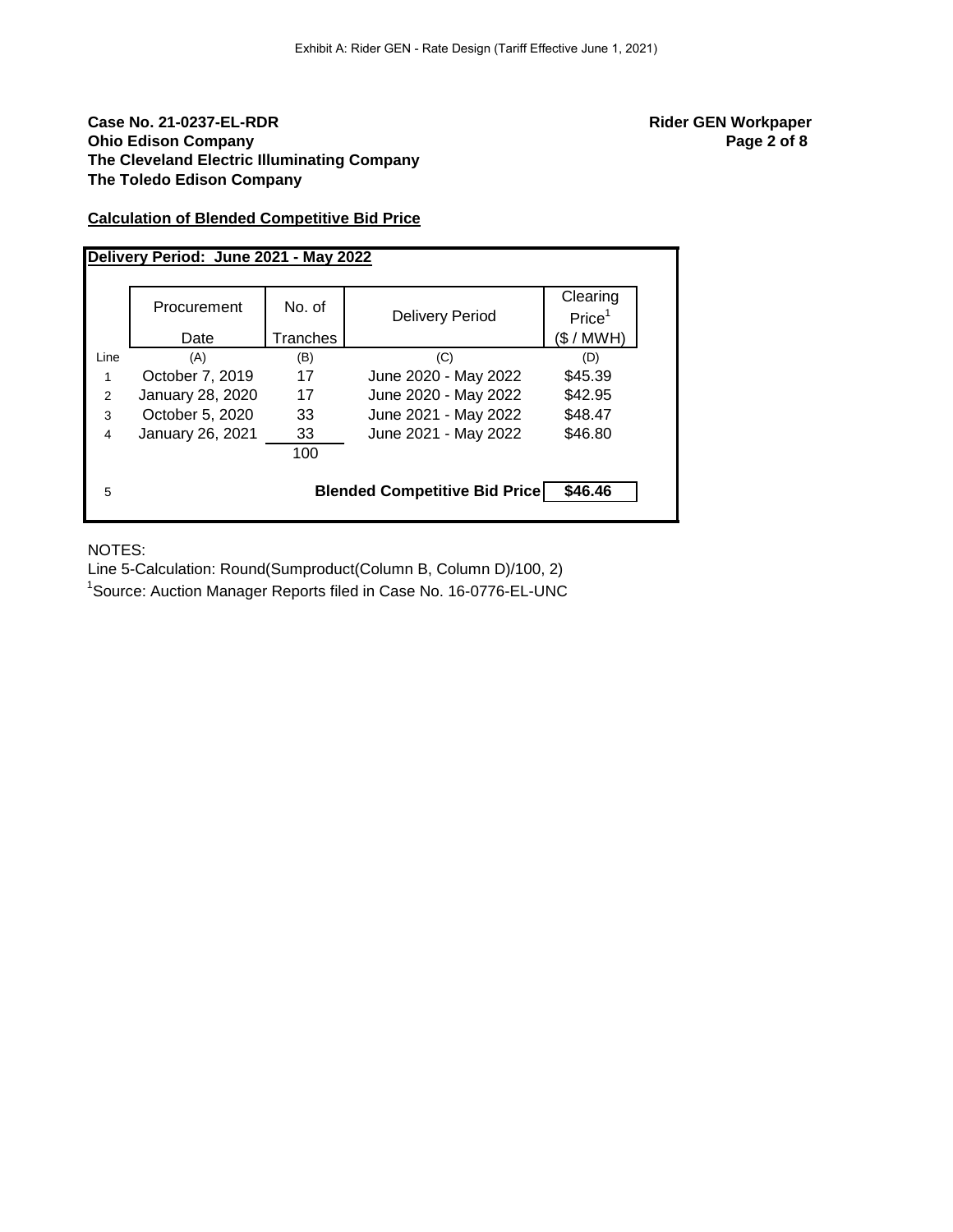Exhibit A: Rider GEN - Rate Design (Tariff Effective June 1, 2021)

**Case No. 21-0237-EL-RDR**
**Ohio Edison Company**
**The Cleveland Electric Illuminating Company**
**The Toledo Edison Company**

**Rider GEN Workpaper**
**Page 2 of 8**

**Calculation of Blended Competitive Bid Price**

**Delivery Period: June 2021 - May 2022**

| Line | Procurement Date | No. of Tranches | Delivery Period | Clearing Price[1] ($ / MWH) |
|---|---|---|---|---|
| | (A) | (B) | (C) | (D) |
| 1 | October 7, 2019 | 17 | June 2020 - May 2022 | $45.39 |
| 2 | January 28, 2020 | 17 | June 2020 - May 2022 | $42.95 |
| 3 | October 5, 2020 | 33 | June 2021 - May 2022 | $48.47 |
| 4 | January 26, 2021 | 33 | June 2021 - May 2022 | $46.80 |
| | | 100 | | |
| 5 | | | **Blended Competitive Bid Price** | **$46.46** |

NOTES:
Line 5-Calculation: Round(Sumproduct(Column B, Column D)/100, 2)
[1]Source: Auction Manager Reports filed in Case No. 16-0776-EL-UNC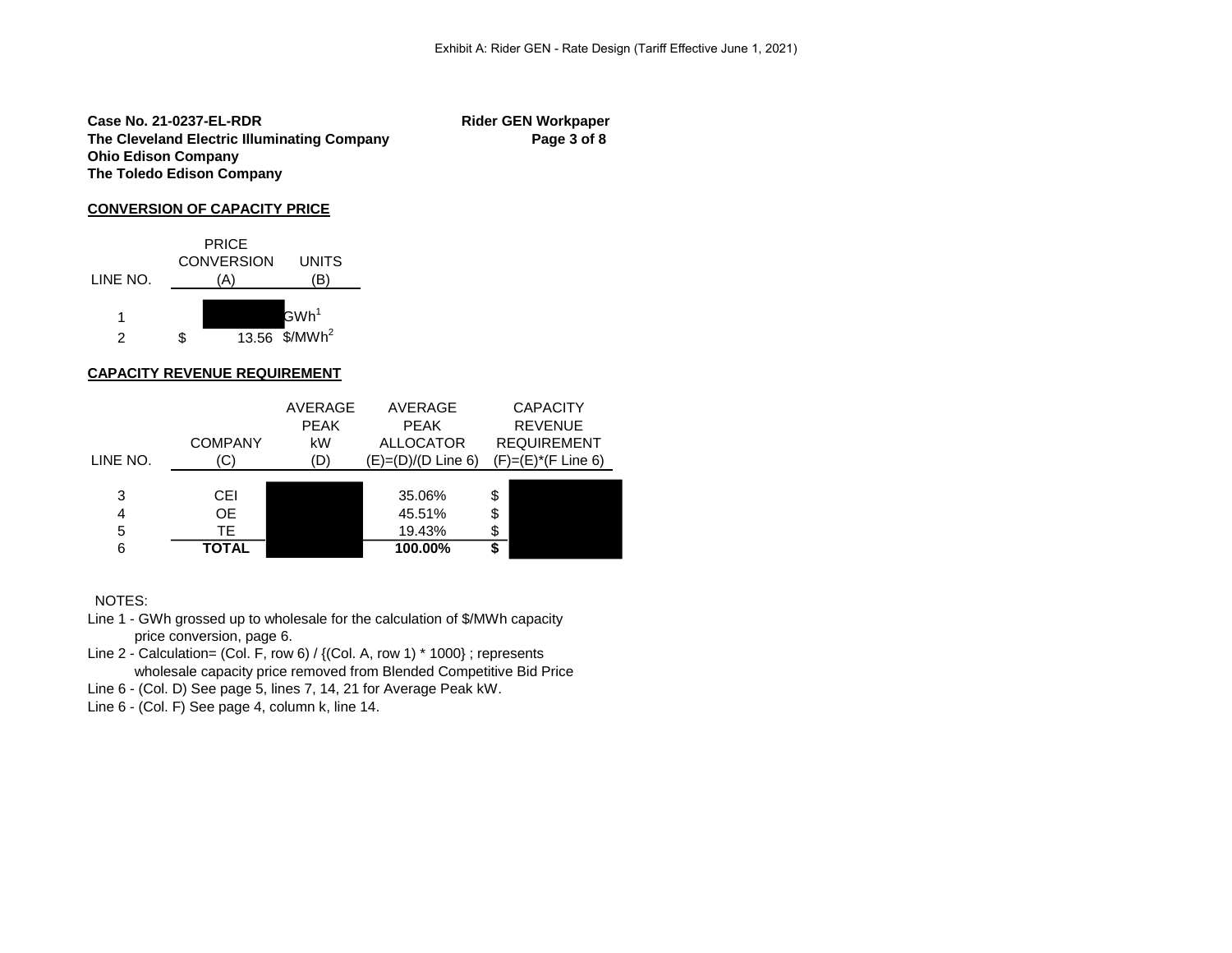Exhibit A: Rider GEN - Rate Design (Tariff Effective June 1, 2021)

**Case No. 21-0237-EL-RDR**
**The Cleveland Electric Illuminating Company**
**Ohio Edison Company**
**The Toledo Edison Company**

**Rider GEN Workpaper**
**Page 3 of 8**

**CONVERSION OF CAPACITY PRICE**

| LINE NO. | PRICE CONVERSION (A) | UNITS (B) |
|---|---|---|
| 1 | [REDACTED] | GWh[1] |
| 2 | $ 13.56 | $/MWh[2] |

**CAPACITY REVENUE REQUIREMENT**

| LINE NO. | COMPANY (C) | AVERAGE PEAK kW (D) | AVERAGE PEAK ALLOCATOR (E)=(D)/(D Line 6) | CAPACITY REVENUE REQUIREMENT (F)=(E)*(F Line 6) |
|---|---|---|---|---|
| 3 | CEI | [REDACTED] | 35.06% | $ [REDACTED] |
| 4 | OE | [REDACTED] | 45.51% | $ [REDACTED] |
| 5 | TE | [REDACTED] | 19.43% | $ [REDACTED] |
| 6 | **TOTAL** | [REDACTED] | **100.00%** | **$** [REDACTED] |

NOTES:

Line 1 - GWh grossed up to wholesale for the calculation of $/MWh capacity price conversion, page 6.

Line 2 - Calculation= (Col. F, row 6) / {(Col. A, row 1) * 1000} ; represents wholesale capacity price removed from Blended Competitive Bid Price

Line 6 - (Col. D) See page 5, lines 7, 14, 21 for Average Peak kW.

Line 6 - (Col. F) See page 4, column k, line 14.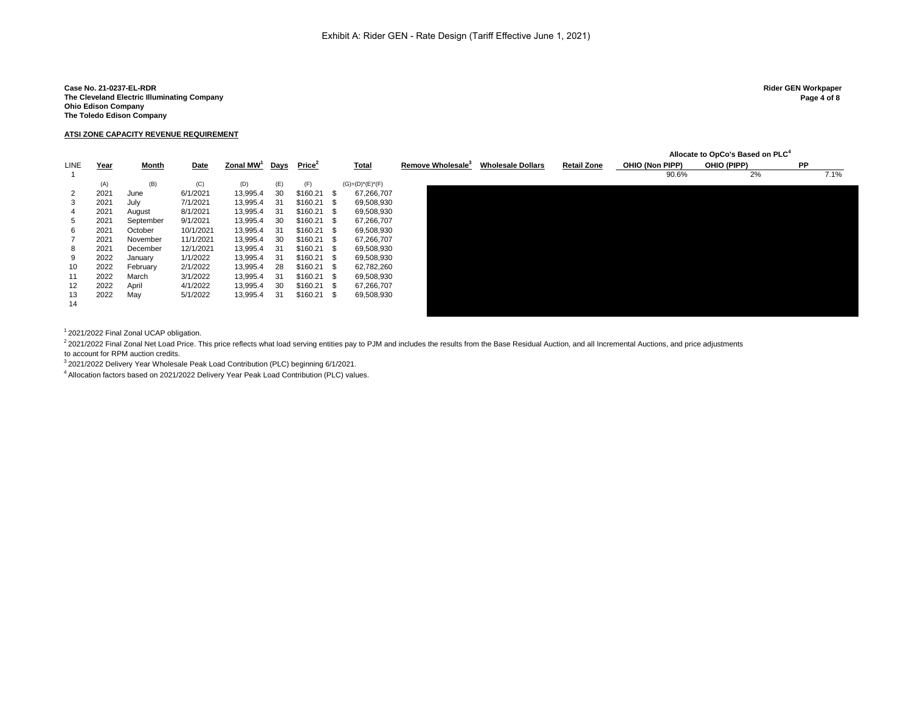Exhibit A: Rider GEN - Rate Design (Tariff Effective June 1, 2021)

**Case No. 21-0237-EL-RDR**
**The Cleveland Electric Illuminating Company**
**Ohio Edison Company**
**The Toledo Edison Company**

**Rider GEN Workpaper**
**Page 4 of 8**

**ATSI ZONE CAPACITY REVENUE REQUIREMENT**

| | | | | | | | | | | | Allocate to OpCo's Based on PLC[4] | | |
|---|---|---|---|---|---|---|---|---|---|---|---|---|---|
| LINE | Year | Month | Date | Zonal MW[1] | Days | Price[2] | Total | Remove Wholesale[3] | Wholesale Dollars | Retail Zone | OHIO (Non PIPP) | OHIO (PIPP) | PP |
| 1 | | | | | | | | | | | 90.6% | 2% | 7.1% |
| | (A) | (B) | (C) | (D) | (E) | (F) | (G)=(D)\*(E)\*(F) | | | | | | |
| 2 | 2021 | June | 6/1/2021 | 13,995.4 | 30 | $160.21 | $ 67,266,707 | | | | | | |
| 3 | 2021 | July | 7/1/2021 | 13,995.4 | 31 | $160.21 | $ 69,508,930 | | | | | | |
| 4 | 2021 | August | 8/1/2021 | 13,995.4 | 31 | $160.21 | $ 69,508,930 | | | | | | |
| 5 | 2021 | September | 9/1/2021 | 13,995.4 | 30 | $160.21 | $ 67,266,707 | | | | | | |
| 6 | 2021 | October | 10/1/2021 | 13,995.4 | 31 | $160.21 | $ 69,508,930 | | | | | | |
| 7 | 2021 | November | 11/1/2021 | 13,995.4 | 30 | $160.21 | $ 67,266,707 | | | | | | |
| 8 | 2021 | December | 12/1/2021 | 13,995.4 | 31 | $160.21 | $ 69,508,930 | | | | | | |
| 9 | 2022 | January | 1/1/2022 | 13,995.4 | 31 | $160.21 | $ 69,508,930 | | | | | | |
| 10 | 2022 | February | 2/1/2022 | 13,995.4 | 28 | $160.21 | $ 62,782,260 | | | | | | |
| 11 | 2022 | March | 3/1/2022 | 13,995.4 | 31 | $160.21 | $ 69,508,930 | | | | | | |
| 12 | 2022 | April | 4/1/2022 | 13,995.4 | 30 | $160.21 | $ 67,266,707 | | | | | | |
| 13 | 2022 | May | 5/1/2022 | 13,995.4 | 31 | $160.21 | $ 69,508,930 | | | | | | |
| 14 | | | | | | | | | | | | | |

[1] 2021/2022 Final Zonal UCAP obligation.

[2] 2021/2022 Final Zonal Net Load Price. This price reflects what load serving entities pay to PJM and includes the results from the Base Residual Auction, and all Incremental Auctions, and price adjustments to account for RPM auction credits.

[3] 2021/2022 Delivery Year Wholesale Peak Load Contribution (PLC) beginning 6/1/2021.

[4] Allocation factors based on 2021/2022 Delivery Year Peak Load Contribution (PLC) values.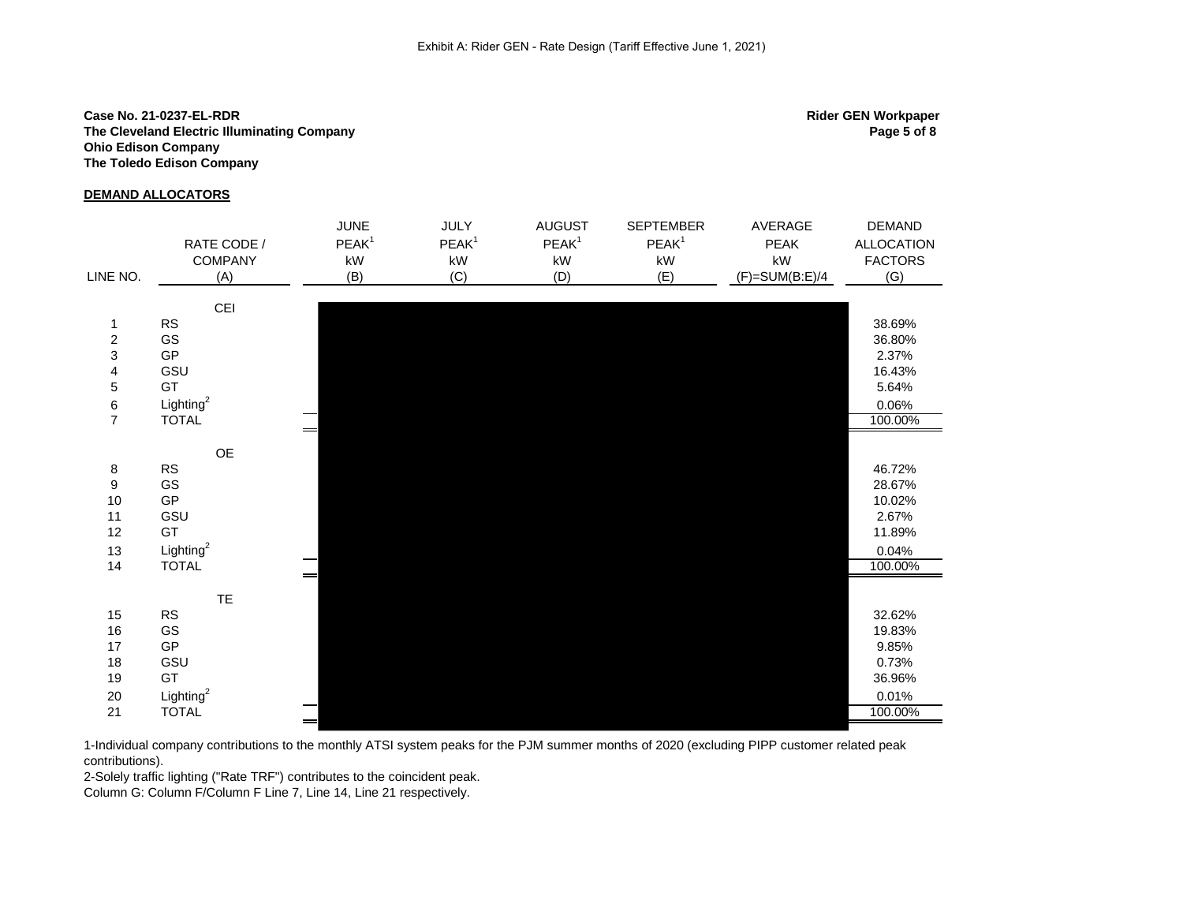Exhibit A: Rider GEN - Rate Design (Tariff Effective June 1, 2021)

**Case No. 21-0237-EL-RDR**
**The Cleveland Electric Illuminating Company**
**Ohio Edison Company**
**The Toledo Edison Company**

**Rider GEN Workpaper**

**DEMAND ALLOCATORS**

| LINE NO. | RATE CODE / COMPANY (A) | JUNE PEAK[1] kW (B) | JULY PEAK[1] kW (C) | AUGUST PEAK[1] kW (D) | SEPTEMBER PEAK[1] kW (E) | AVERAGE PEAK kW (F)=SUM(B:E)/4 | DEMAND ALLOCATION FACTORS (G) |
|---|---|---|---|---|---|---|---|
| | CEI | | | | | | |
| 1 | RS | | | | | | 38.69% |
| 2 | GS | | | | | | 36.80% |
| 3 | GP | | | | | | 2.37% |
| 4 | GSU | | | | | | 16.43% |
| 5 | GT | | | | | | 5.64% |
| 6 | Lighting[2] | | | | | | 0.06% |
| 7 | TOTAL | | | | | | 100.00% |
| | OE | | | | | | |
| 8 | RS | | | | | | 46.72% |
| 9 | GS | | | | | | 28.67% |
| 10 | GP | | | | | | 10.02% |
| 11 | GSU | | | | | | 2.67% |
| 12 | GT | | | | | | 11.89% |
| 13 | Lighting[2] | | | | | | 0.04% |
| 14 | TOTAL | | | | | | 100.00% |
| | TE | | | | | | |
| 15 | RS | | | | | | 32.62% |
| 16 | GS | | | | | | 19.83% |
| 17 | GP | | | | | | 9.85% |
| 18 | GSU | | | | | | 0.73% |
| 19 | GT | | | | | | 36.96% |
| 20 | Lighting[2] | | | | | | 0.01% |
| 21 | TOTAL | | | | | | 100.00% |

1-Individual company contributions to the monthly ATSI system peaks for the PJM summer months of 2020 (excluding PIPP customer related peak contributions).
2-Solely traffic lighting ("Rate TRF") contributes to the coincident peak.
Column G: Column F/Column F Line 7, Line 14, Line 21 respectively.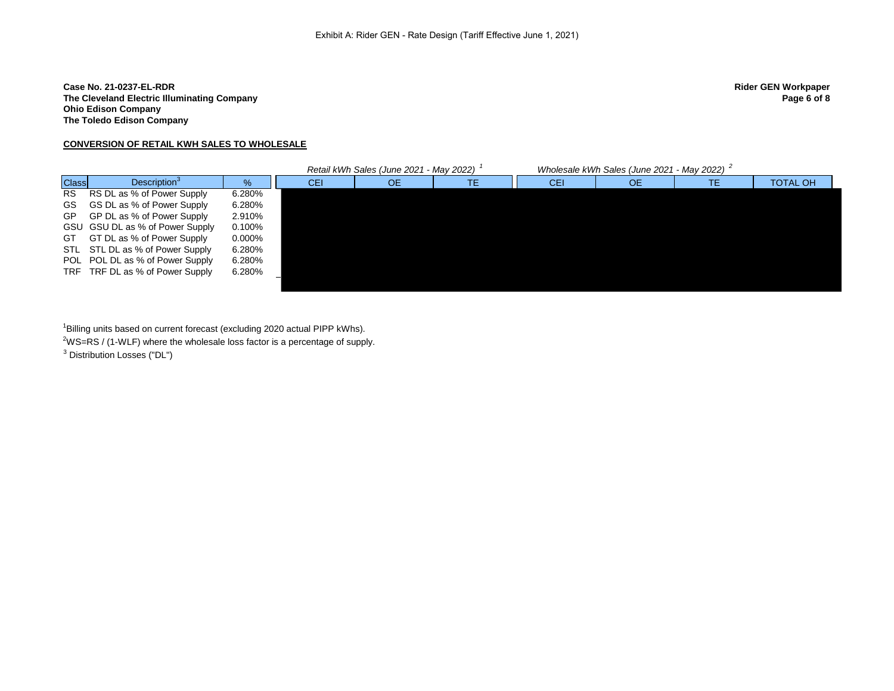Exhibit A: Rider GEN - Rate Design (Tariff Effective June 1, 2021)

**Case No. 21-0237-EL-RDR**
**The Cleveland Electric Illuminating Company**
**Ohio Edison Company**
**The Toledo Edison Company**

**Rider GEN Workpaper**
**Page 6 of 8**

**CONVERSION OF RETAIL KWH SALES TO WHOLESALE**

| | | | *Retail kWh Sales (June 2021 - May 2022)* [1] | | | *Wholesale kWh Sales (June 2021 - May 2022)* [2] | | | |
|---|---|---|---|---|---|---|---|---|---|
| Class | Description[3] | % | CEI | OE | TE | CEI | OE | TE | TOTAL OH |
| RS | RS DL as % of Power Supply | 6.280% | | | | | | | |
| GS | GS DL as % of Power Supply | 6.280% | | | | | | | |
| GP | GP DL as % of Power Supply | 2.910% | | | | | | | |
| GSU | GSU DL as % of Power Supply | 0.100% | | | | | | | |
| GT | GT DL as % of Power Supply | 0.000% | | | | | | | |
| STL | STL DL as % of Power Supply | 6.280% | | | | | | | |
| POL | POL DL as % of Power Supply | 6.280% | | | | | | | |
| TRF | TRF DL as % of Power Supply | 6.280% | | | | | | | |

[1]Billing units based on current forecast (excluding 2020 actual PIPP kWhs).

[2]WS=RS / (1-WLF) where the wholesale loss factor is a percentage of supply.

[3] Distribution Losses ("DL")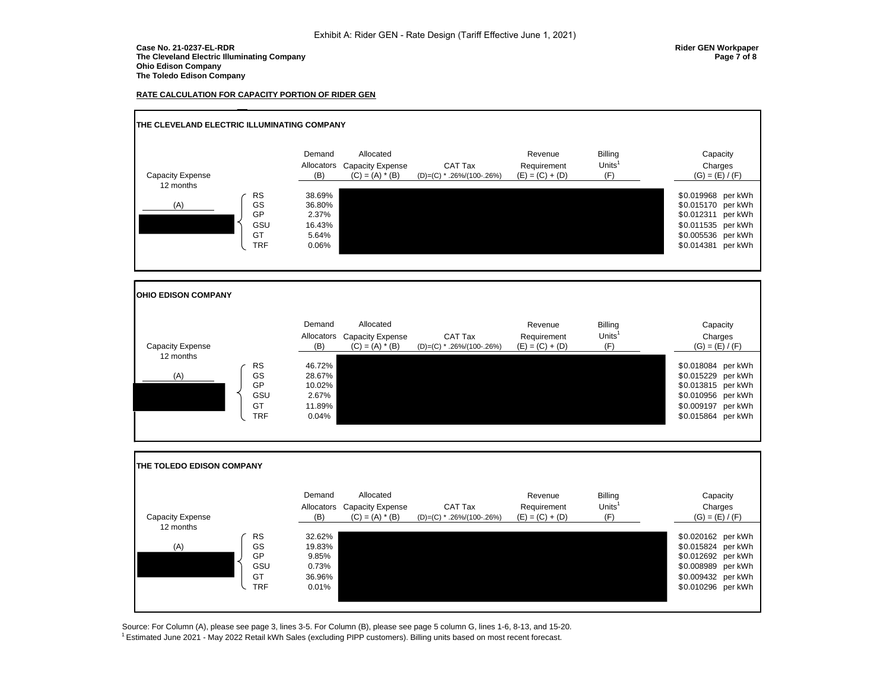Exhibit A: Rider GEN - Rate Design (Tariff Effective June 1, 2021)

**Case No. 21-0237-EL-RDR**
**The Cleveland Electric Illuminating Company**
**Ohio Edison Company**
**The Toledo Edison Company**

**Rider GEN Workpaper**
**Page 7 of 8**

**RATE CALCULATION FOR CAPACITY PORTION OF RIDER GEN**

**THE CLEVELAND ELECTRIC ILLUMINATING COMPANY**

| Capacity Expense 12 months (A) | | Demand Allocators (B) | Allocated Capacity Expense (C) = (A) * (B) | CAT Tax (D)=(C) * .26%/(100-.26%) | Revenue Requirement (E) = (C) + (D) | Billing Units[1] (F) | Capacity Charges (G) = (E) / (F) |
|---|---|---|---|---|---|---|---|
| [REDACTED] | RS | 38.69% | [REDACTED] | [REDACTED] | [REDACTED] | [REDACTED] | $0.019968 per kWh |
| | GS | 36.80% | [REDACTED] | [REDACTED] | [REDACTED] | [REDACTED] | $0.015170 per kWh |
| | GP | 2.37% | [REDACTED] | [REDACTED] | [REDACTED] | [REDACTED] | $0.012311 per kWh |
| | GSU | 16.43% | [REDACTED] | [REDACTED] | [REDACTED] | [REDACTED] | $0.011535 per kWh |
| | GT | 5.64% | [REDACTED] | [REDACTED] | [REDACTED] | [REDACTED] | $0.005536 per kWh |
| | TRF | 0.06% | [REDACTED] | [REDACTED] | [REDACTED] | [REDACTED] | $0.014381 per kWh |

**OHIO EDISON COMPANY**

| Capacity Expense 12 months (A) | | Demand Allocators (B) | Allocated Capacity Expense (C) = (A) * (B) | CAT Tax (D)=(C) * .26%/(100-.26%) | Revenue Requirement (E) = (C) + (D) | Billing Units[1] (F) | Capacity Charges (G) = (E) / (F) |
|---|---|---|---|---|---|---|---|
| [REDACTED] | RS | 46.72% | [REDACTED] | [REDACTED] | [REDACTED] | [REDACTED] | $0.018084 per kWh |
| | GS | 28.67% | [REDACTED] | [REDACTED] | [REDACTED] | [REDACTED] | $0.015229 per kWh |
| | GP | 10.02% | [REDACTED] | [REDACTED] | [REDACTED] | [REDACTED] | $0.013815 per kWh |
| | GSU | 2.67% | [REDACTED] | [REDACTED] | [REDACTED] | [REDACTED] | $0.010956 per kWh |
| | GT | 11.89% | [REDACTED] | [REDACTED] | [REDACTED] | [REDACTED] | $0.009197 per kWh |
| | TRF | 0.04% | [REDACTED] | [REDACTED] | [REDACTED] | [REDACTED] | $0.015864 per kWh |

**THE TOLEDO EDISON COMPANY**

| Capacity Expense 12 months (A) | | Demand Allocators (B) | Allocated Capacity Expense (C) = (A) * (B) | CAT Tax (D)=(C) * .26%/(100-.26%) | Revenue Requirement (E) = (C) + (D) | Billing Units[1] (F) | Capacity Charges (G) = (E) / (F) |
|---|---|---|---|---|---|---|---|
| [REDACTED] | RS | 32.62% | [REDACTED] | [REDACTED] | [REDACTED] | [REDACTED] | $0.020162 per kWh |
| | GS | 19.83% | [REDACTED] | [REDACTED] | [REDACTED] | [REDACTED] | $0.015824 per kWh |
| | GP | 9.85% | [REDACTED] | [REDACTED] | [REDACTED] | [REDACTED] | $0.012692 per kWh |
| | GSU | 0.73% | [REDACTED] | [REDACTED] | [REDACTED] | [REDACTED] | $0.008989 per kWh |
| | GT | 36.96% | [REDACTED] | [REDACTED] | [REDACTED] | [REDACTED] | $0.009432 per kWh |
| | TRF | 0.01% | [REDACTED] | [REDACTED] | [REDACTED] | [REDACTED] | $0.010296 per kWh |

Source: For Column (A), please see page 3, lines 3-5. For Column (B), please see page 5 column G, lines 1-6, 8-13, and 15-20.

[1] Estimated June 2021 - May 2022 Retail kWh Sales (excluding PIPP customers). Billing units based on most recent forecast.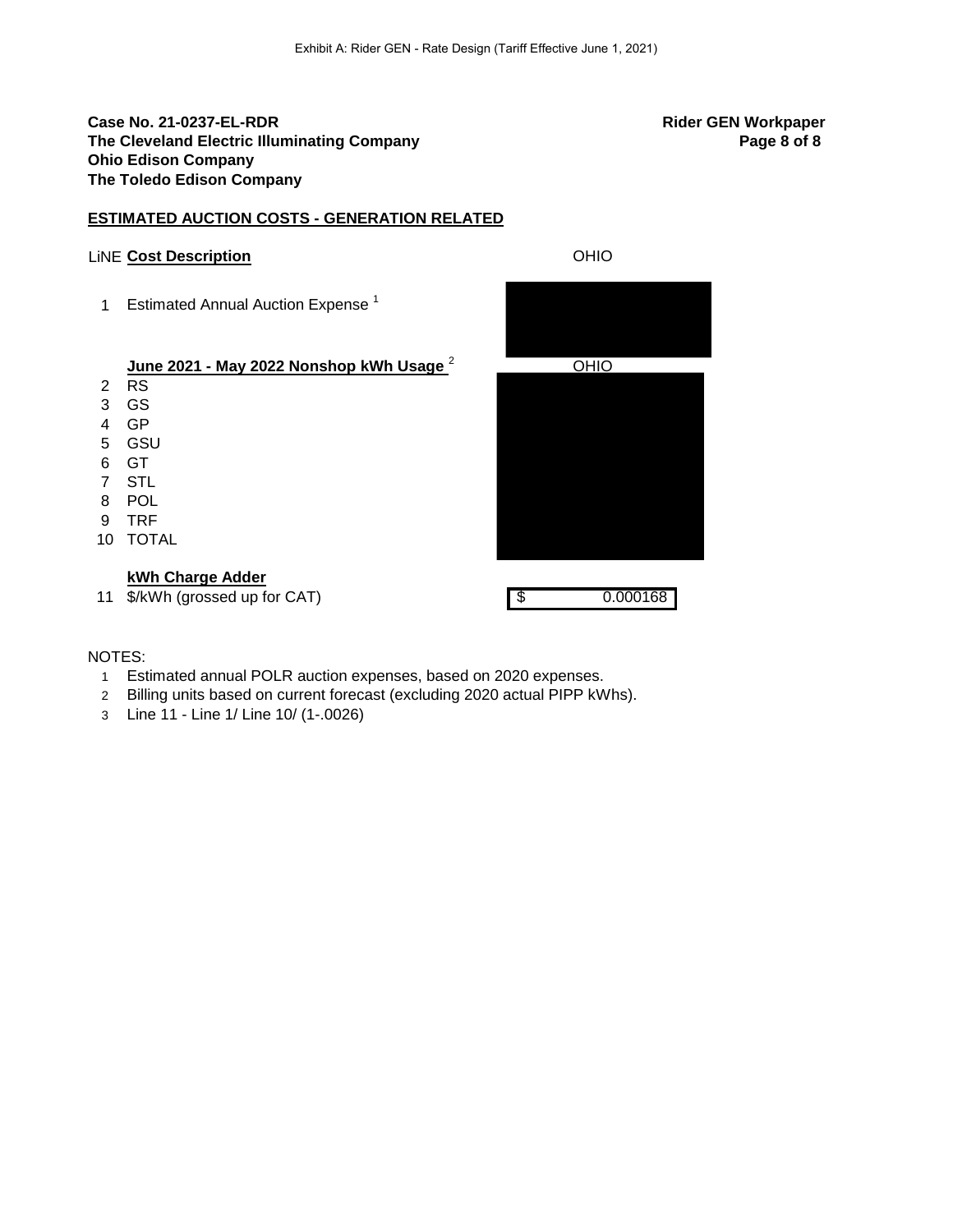Exhibit A: Rider GEN - Rate Design (Tariff Effective June 1, 2021)

**Case No. 21-0237-EL-RDR**
**The Cleveland Electric Illuminating Company**
**Ohio Edison Company**
**The Toledo Edison Company**

**Rider GEN Workpaper**
**Page 8 of 8**

**ESTIMATED AUCTION COSTS - GENERATION RELATED**

| LiNE | **Cost Description** | OHIO |
|---|---|---|
| 1 | Estimated Annual Auction Expense [1] | |
| | **June 2021 - May 2022 Nonshop kWh Usage** [2] | OHIO |
| 2 | RS | |
| 3 | GS | |
| 4 | GP | |
| 5 | GSU | |
| 6 | GT | |
| 7 | STL | |
| 8 | POL | |
| 9 | TRF | |
| 10 | TOTAL | |
| | **kWh Charge Adder** | |
| 11 | $/kWh (grossed up for CAT) | $ 0.000168 |

NOTES:

1. Estimated annual POLR auction expenses, based on 2020 expenses.
2. Billing units based on current forecast (excluding 2020 actual PIPP kWhs).
3. Line 11 - Line 1/ Line 10/ (1-.0026)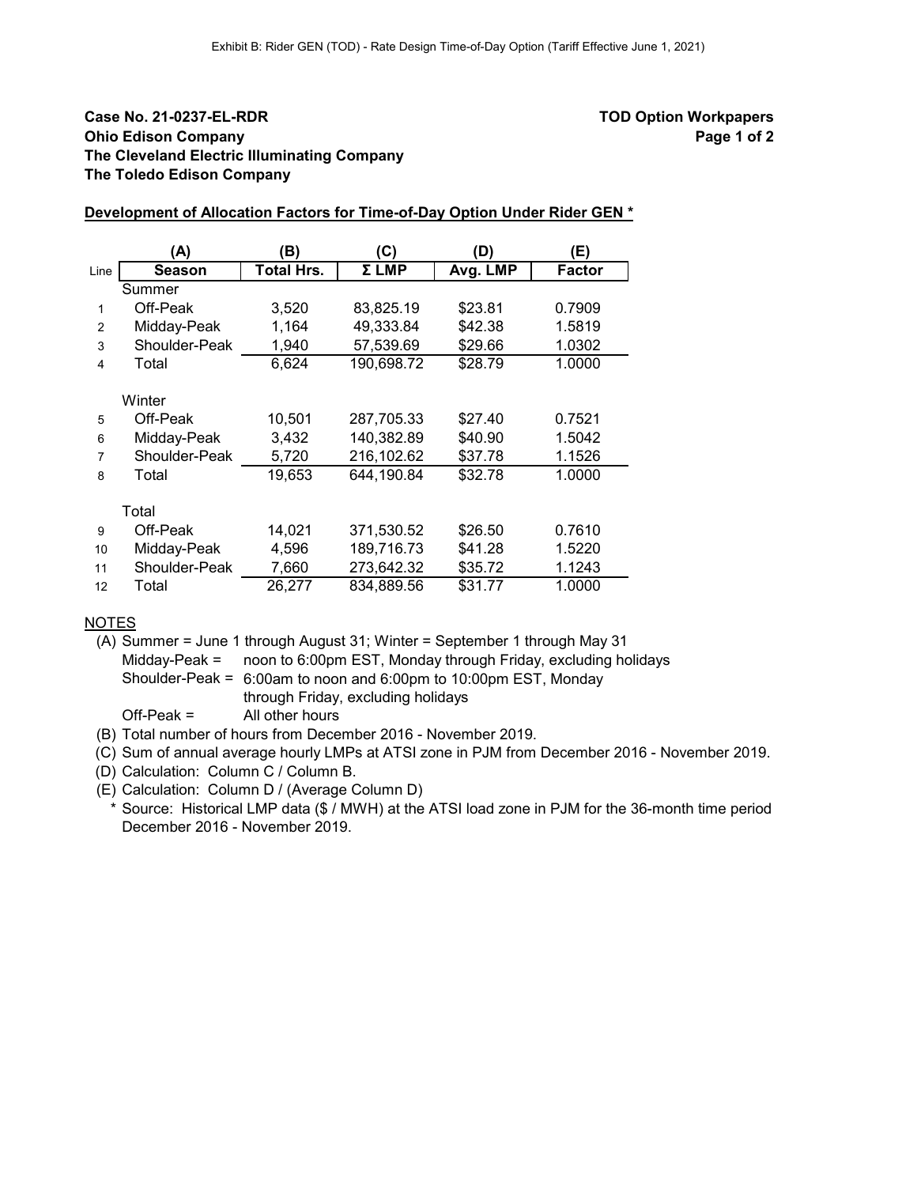Exhibit B: Rider GEN (TOD) - Rate Design Time-of-Day Option (Tariff Effective June 1, 2021)

**Case No. 21-0237-EL-RDR**
**Ohio Edison Company**
**The Cleveland Electric Illuminating Company**
**The Toledo Edison Company**

**TOD Option Workpapers**

**Development of Allocation Factors for Time-of-Day Option Under Rider GEN ***

| | (A) | (B) | (C) | (D) | (E) |
|---|---|---|---|---|---|
| Line | Season | Total Hrs. | Σ LMP | Avg. LMP | Factor |
| | Summer | | | | |
| 1 | Off-Peak | 3,520 | 83,825.19 | $23.81 | 0.7909 |
| 2 | Midday-Peak | 1,164 | 49,333.84 | $42.38 | 1.5819 |
| 3 | Shoulder-Peak | 1,940 | 57,539.69 | $29.66 | 1.0302 |
| 4 | Total | 6,624 | 190,698.72 | $28.79 | 1.0000 |
| | Winter | | | | |
| 5 | Off-Peak | 10,501 | 287,705.33 | $27.40 | 0.7521 |
| 6 | Midday-Peak | 3,432 | 140,382.89 | $40.90 | 1.5042 |
| 7 | Shoulder-Peak | 5,720 | 216,102.62 | $37.78 | 1.1526 |
| 8 | Total | 19,653 | 644,190.84 | $32.78 | 1.0000 |
| | Total | | | | |
| 9 | Off-Peak | 14,021 | 371,530.52 | $26.50 | 0.7610 |
| 10 | Midday-Peak | 4,596 | 189,716.73 | $41.28 | 1.5220 |
| 11 | Shoulder-Peak | 7,660 | 273,642.32 | $35.72 | 1.1243 |
| 12 | Total | 26,277 | 834,889.56 | $31.77 | 1.0000 |

NOTES

(A) Summer = June 1 through August 31; Winter = September 1 through May 31
Midday-Peak = noon to 6:00pm EST, Monday through Friday, excluding holidays
Shoulder-Peak = 6:00am to noon and 6:00pm to 10:00pm EST, Monday through Friday, excluding holidays
Off-Peak = All other hours

(B) Total number of hours from December 2016 - November 2019.

(C) Sum of annual average hourly LMPs at ATSI zone in PJM from December 2016 - November 2019.

(D) Calculation: Column C / Column B.

(E) Calculation: Column D / (Average Column D)

\* Source: Historical LMP data ($ / MWH) at the ATSI load zone in PJM for the 36-month time period December 2016 - November 2019.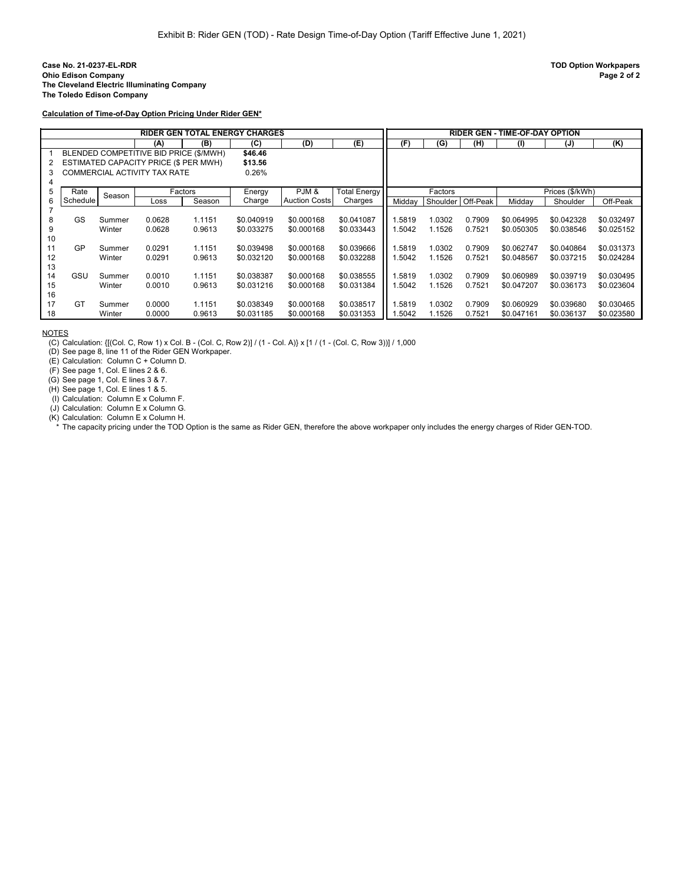Exhibit B: Rider GEN (TOD) - Rate Design Time-of-Day Option (Tariff Effective June 1, 2021)

**Case No. 21-0237-EL-RDR**
**Ohio Edison Company**
**The Cleveland Electric Illuminating Company**
**The Toledo Edison Company**

**TOD Option Workpapers**

**Calculation of Time-of-Day Option Pricing Under Rider GEN***

| | RIDER GEN TOTAL ENERGY CHARGES | | | | | | | RIDER GEN - TIME-OF-DAY OPTION | | | | | |
|---|---|---|---|---|---|---|---|---|---|---|---|---|---|
| | | | (A) | (B) | (C) | (D) | (E) | (F) | (G) | (H) | (I) | (J) | (K) |
| 1 | BLENDED COMPETITIVE BID PRICE ($/MWH) | | | | $46.46 | | | | | | | | |
| 2 | ESTIMATED CAPACITY PRICE ($ PER MWH) | | | | $13.56 | | | | | | | | |
| 3 | COMMERCIAL ACTIVITY TAX RATE | | | | 0.26% | | | | | | | | |
| 4 | | | | | | | | | | | | | |
| 5 | Rate | Season | Factors | | Energy | PJM & | Total Energy | Factors | | | Prices ($/kWh) | | |
| 6 | Schedule | | Loss | Season | Charge | Auction Costs | Charges | Midday | Shoulder | Off-Peak | Midday | Shoulder | Off-Peak |
| 7 | | | | | | | | | | | | | |
| 8 | GS | Summer | 0.0628 | 1.1151 | $0.040919 | $0.000168 | $0.041087 | 1.5819 | 1.0302 | 0.7909 | $0.064995 | $0.042328 | $0.032497 |
| 9 | | Winter | 0.0628 | 0.9613 | $0.033275 | $0.000168 | $0.033443 | 1.5042 | 1.1526 | 0.7521 | $0.050305 | $0.038546 | $0.025152 |
| 10 | | | | | | | | | | | | | |
| 11 | GP | Summer | 0.0291 | 1.1151 | $0.039498 | $0.000168 | $0.039666 | 1.5819 | 1.0302 | 0.7909 | $0.062747 | $0.040864 | $0.031373 |
| 12 | | Winter | 0.0291 | 0.9613 | $0.032120 | $0.000168 | $0.032288 | 1.5042 | 1.1526 | 0.7521 | $0.048567 | $0.037215 | $0.024284 |
| 13 | | | | | | | | | | | | | |
| 14 | GSU | Summer | 0.0010 | 1.1151 | $0.038387 | $0.000168 | $0.038555 | 1.5819 | 1.0302 | 0.7909 | $0.060989 | $0.039719 | $0.030495 |
| 15 | | Winter | 0.0010 | 0.9613 | $0.031216 | $0.000168 | $0.031384 | 1.5042 | 1.1526 | 0.7521 | $0.047207 | $0.036173 | $0.023604 |
| 16 | | | | | | | | | | | | | |
| 17 | GT | Summer | 0.0000 | 1.1151 | $0.038349 | $0.000168 | $0.038517 | 1.5819 | 1.0302 | 0.7909 | $0.060929 | $0.039680 | $0.030465 |
| 18 | | Winter | 0.0000 | 0.9613 | $0.031185 | $0.000168 | $0.031353 | 1.5042 | 1.1526 | 0.7521 | $0.047161 | $0.036137 | $0.023580 |

NOTES

(C) Calculation: {[(Col. C, Row 1) x Col. B - (Col. C, Row 2)] / (1 - Col. A)} x [1 / (1 - (Col. C, Row 3))] / 1,000
(D) See page 8, line 11 of the Rider GEN Workpaper.
(E) Calculation: Column C + Column D.
(F) See page 1, Col. E lines 2 & 6.
(G) See page 1, Col. E lines 3 & 7.
(H) See page 1, Col. E lines 1 & 5.
(I) Calculation: Column E x Column F.
(J) Calculation: Column E x Column G.
(K) Calculation: Column E x Column H.
\* The capacity pricing under the TOD Option is the same as Rider GEN, therefore the above workpaper only includes the energy charges of Rider GEN-TOD.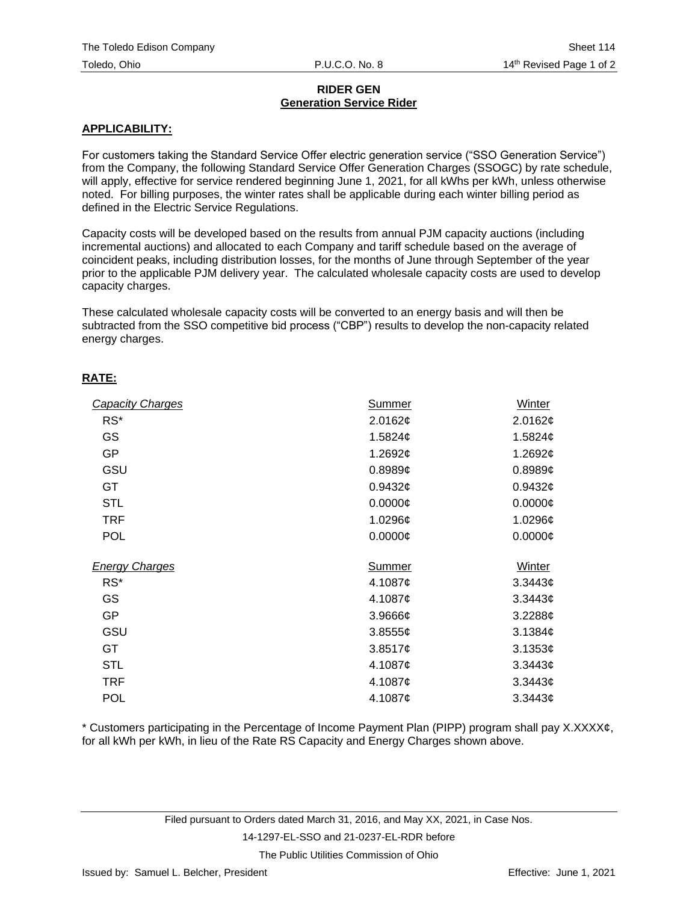The Toledo Edison Company — Sheet 114
Toledo, Ohio — P.U.C.O. No. 8 — 14th Revised Page 1 of 2

**RIDER GEN**
**Generation Service Rider**

## APPLICABILITY:

For customers taking the Standard Service Offer electric generation service ("SSO Generation Service") from the Company, the following Standard Service Offer Generation Charges (SSOGC) by rate schedule, will apply, effective for service rendered beginning June 1, 2021, for all kWhs per kWh, unless otherwise noted. For billing purposes, the winter rates shall be applicable during each winter billing period as defined in the Electric Service Regulations.

Capacity costs will be developed based on the results from annual PJM capacity auctions (including incremental auctions) and allocated to each Company and tariff schedule based on the average of coincident peaks, including distribution losses, for the months of June through September of the year prior to the applicable PJM delivery year. The calculated wholesale capacity costs are used to develop capacity charges.

These calculated wholesale capacity costs will be converted to an energy basis and will then be subtracted from the SSO competitive bid process ("CBP") results to develop the non-capacity related energy charges.

## RATE:

| *Capacity Charges* | Summer | Winter |
|---|---|---|
| RS* | 2.0162¢ | 2.0162¢ |
| GS | 1.5824¢ | 1.5824¢ |
| GP | 1.2692¢ | 1.2692¢ |
| GSU | 0.8989¢ | 0.8989¢ |
| GT | 0.9432¢ | 0.9432¢ |
| STL | 0.0000¢ | 0.0000¢ |
| TRF | 1.0296¢ | 1.0296¢ |
| POL | 0.0000¢ | 0.0000¢ |

| *Energy Charges* | Summer | Winter |
|---|---|---|
| RS* | 4.1087¢ | 3.3443¢ |
| GS | 4.1087¢ | 3.3443¢ |
| GP | 3.9666¢ | 3.2288¢ |
| GSU | 3.8555¢ | 3.1384¢ |
| GT | 3.8517¢ | 3.1353¢ |
| STL | 4.1087¢ | 3.3443¢ |
| TRF | 4.1087¢ | 3.3443¢ |
| POL | 4.1087¢ | 3.3443¢ |

* Customers participating in the Percentage of Income Payment Plan (PIPP) program shall pay X.XXXX¢, for all kWh per kWh, in lieu of the Rate RS Capacity and Energy Charges shown above.

Filed pursuant to Orders dated March 31, 2016, and May XX, 2021, in Case Nos.
14-1297-EL-SSO and 21-0237-EL-RDR before
The Public Utilities Commission of Ohio

Issued by: Samuel L. Belcher, President — Effective: June 1, 2021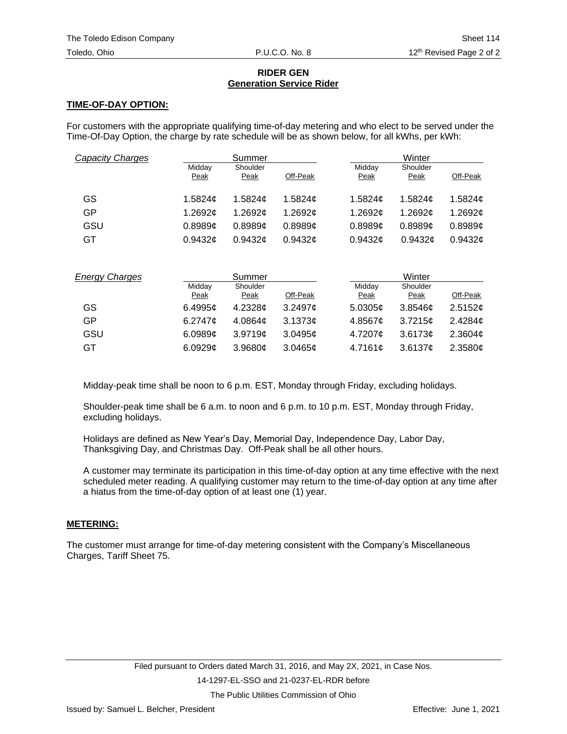## RIDER GEN
## Generation Service Rider

**TIME-OF-DAY OPTION:**

For customers with the appropriate qualifying time-of-day metering and who elect to be served under the Time-Of-Day Option, the charge by rate schedule will be as shown below, for all kWhs, per kWh:

| *Capacity Charges* | Summer | | | Winter | | |
|---|---|---|---|---|---|---|
| | Midday Peak | Shoulder Peak | Off-Peak | Midday Peak | Shoulder Peak | Off-Peak |
| GS | 1.5824¢ | 1.5824¢ | 1.5824¢ | 1.5824¢ | 1.5824¢ | 1.5824¢ |
| GP | 1.2692¢ | 1.2692¢ | 1.2692¢ | 1.2692¢ | 1.2692¢ | 1.2692¢ |
| GSU | 0.8989¢ | 0.8989¢ | 0.8989¢ | 0.8989¢ | 0.8989¢ | 0.8989¢ |
| GT | 0.9432¢ | 0.9432¢ | 0.9432¢ | 0.9432¢ | 0.9432¢ | 0.9432¢ |

| *Energy Charges* | Summer | | | Winter | | |
|---|---|---|---|---|---|---|
| | Midday Peak | Shoulder Peak | Off-Peak | Midday Peak | Shoulder Peak | Off-Peak |
| GS | 6.4995¢ | 4.2328¢ | 3.2497¢ | 5.0305¢ | 3.8546¢ | 2.5152¢ |
| GP | 6.2747¢ | 4.0864¢ | 3.1373¢ | 4.8567¢ | 3.7215¢ | 2.4284¢ |
| GSU | 6.0989¢ | 3.9719¢ | 3.0495¢ | 4.7207¢ | 3.6173¢ | 2.3604¢ |
| GT | 6.0929¢ | 3.9680¢ | 3.0465¢ | 4.7161¢ | 3.6137¢ | 2.3580¢ |

Midday-peak time shall be noon to 6 p.m. EST, Monday through Friday, excluding holidays.

Shoulder-peak time shall be 6 a.m. to noon and 6 p.m. to 10 p.m. EST, Monday through Friday, excluding holidays.

Holidays are defined as New Year's Day, Memorial Day, Independence Day, Labor Day, Thanksgiving Day, and Christmas Day. Off-Peak shall be all other hours.

A customer may terminate its participation in this time-of-day option at any time effective with the next scheduled meter reading. A qualifying customer may return to the time-of-day option at any time after a hiatus from the time-of-day option of at least one (1) year.

**METERING:**

The customer must arrange for time-of-day metering consistent with the Company's Miscellaneous Charges, Tariff Sheet 75.

Filed pursuant to Orders dated March 31, 2016, and May 2X, 2021, in Case Nos. 14-1297-EL-SSO and 21-0237-EL-RDR before The Public Utilities Commission of Ohio

Issued by: Samuel L. Belcher, President

Effective: June 1, 2021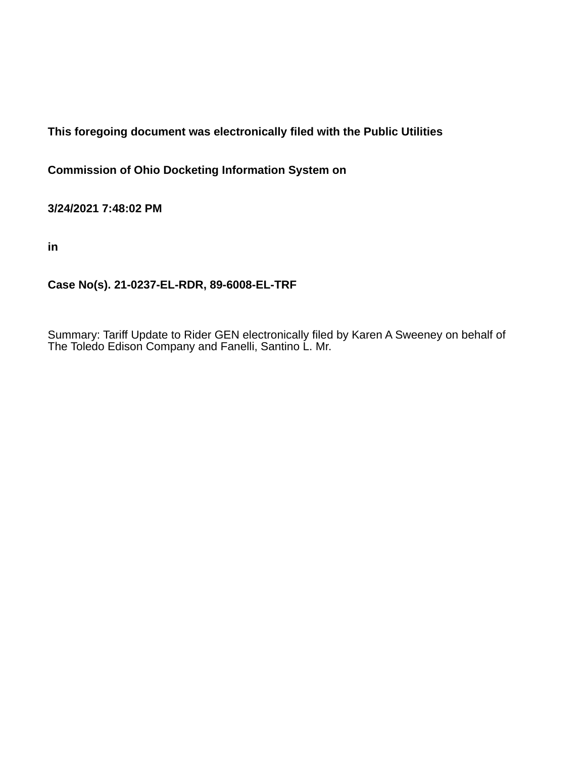**This foregoing document was electronically filed with the Public Utilities**

**Commission of Ohio Docketing Information System on**

**3/24/2021 7:48:02 PM**

**in**

**Case No(s). 21-0237-EL-RDR, 89-6008-EL-TRF**

Summary: Tariff Update to Rider GEN electronically filed by Karen A Sweeney on behalf of The Toledo Edison Company and Fanelli, Santino L. Mr.